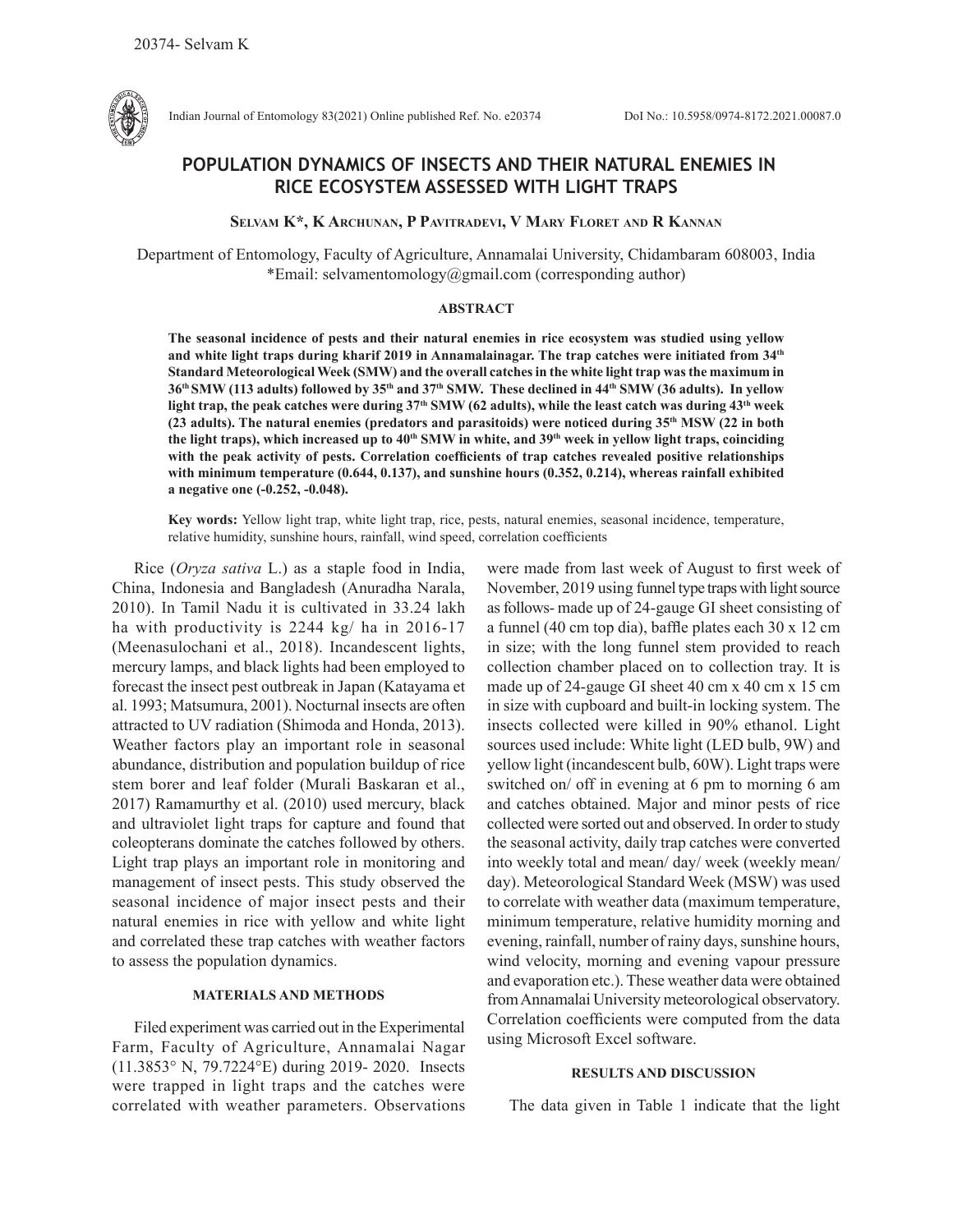# POPULATION DYNAMICS OF INSECTS AND THEIR NATURAL ENEMIES IN RICE ECOSYSTEM ASSESSED WITH LIGHT TRAPS

**Selvam K\*, K Archunan, P Pavitradevi, V Mary Floret and R Kannan**

Department of Entomology, Faculty of Agriculture, Annamalai University, Chidambaram 608003, India
\*Email: selvamentomology@gmail.com (corresponding author)

### ABSTRACT

**The seasonal incidence of pests and their natural enemies in rice ecosystem was studied using yellow and white light traps during kharif 2019 in Annamalainagar. The trap catches were initiated from 34th Standard Meteorological Week (SMW) and the overall catches in the white light trap was the maximum in 36th SMW (113 adults) followed by 35th and 37th SMW. These declined in 44th SMW (36 adults). In yellow light trap, the peak catches were during 37th SMW (62 adults), while the least catch was during 43th week (23 adults). The natural enemies (predators and parasitoids) were noticed during 35th MSW (22 in both the light traps), which increased up to 40th SMW in white, and 39th week in yellow light traps, coinciding with the peak activity of pests. Correlation coefficients of trap catches revealed positive relationships with minimum temperature (0.644, 0.137), and sunshine hours (0.352, 0.214), whereas rainfall exhibited a negative one (-0.252, -0.048).**

**Key words:** Yellow light trap, white light trap, rice, pests, natural enemies, seasonal incidence, temperature, relative humidity, sunshine hours, rainfall, wind speed, correlation coefficients

Rice (*Oryza sativa* L.) as a staple food in India, China, Indonesia and Bangladesh (Anuradha Narala, 2010). In Tamil Nadu it is cultivated in 33.24 lakh ha with productivity is 2244 kg/ ha in 2016-17 (Meenasulochani et al., 2018). Incandescent lights, mercury lamps, and black lights had been employed to forecast the insect pest outbreak in Japan (Katayama et al. 1993; Matsumura, 2001). Nocturnal insects are often attracted to UV radiation (Shimoda and Honda, 2013). Weather factors play an important role in seasonal abundance, distribution and population buildup of rice stem borer and leaf folder (Murali Baskaran et al., 2017) Ramamurthy et al. (2010) used mercury, black and ultraviolet light traps for capture and found that coleopterans dominate the catches followed by others. Light trap plays an important role in monitoring and management of insect pests. This study observed the seasonal incidence of major insect pests and their natural enemies in rice with yellow and white light and correlated these trap catches with weather factors to assess the population dynamics.

### MATERIALS AND METHODS

Filed experiment was carried out in the Experimental Farm, Faculty of Agriculture, Annamalai Nagar (11.3853° N, 79.7224°E) during 2019- 2020. Insects were trapped in light traps and the catches were correlated with weather parameters. Observations were made from last week of August to first week of November, 2019 using funnel type traps with light source as follows- made up of 24-gauge GI sheet consisting of a funnel (40 cm top dia), baffle plates each 30 x 12 cm in size; with the long funnel stem provided to reach collection chamber placed on to collection tray. It is made up of 24-gauge GI sheet 40 cm x 40 cm x 15 cm in size with cupboard and built-in locking system. The insects collected were killed in 90% ethanol. Light sources used include: White light (LED bulb, 9W) and yellow light (incandescent bulb, 60W). Light traps were switched on/ off in evening at 6 pm to morning 6 am and catches obtained. Major and minor pests of rice collected were sorted out and observed. In order to study the seasonal activity, daily trap catches were converted into weekly total and mean/ day/ week (weekly mean/ day). Meteorological Standard Week (MSW) was used to correlate with weather data (maximum temperature, minimum temperature, relative humidity morning and evening, rainfall, number of rainy days, sunshine hours, wind velocity, morning and evening vapour pressure and evaporation etc.). These weather data were obtained from Annamalai University meteorological observatory. Correlation coefficients were computed from the data using Microsoft Excel software.

### RESULTS AND DISCUSSION

The data given in Table 1 indicate that the light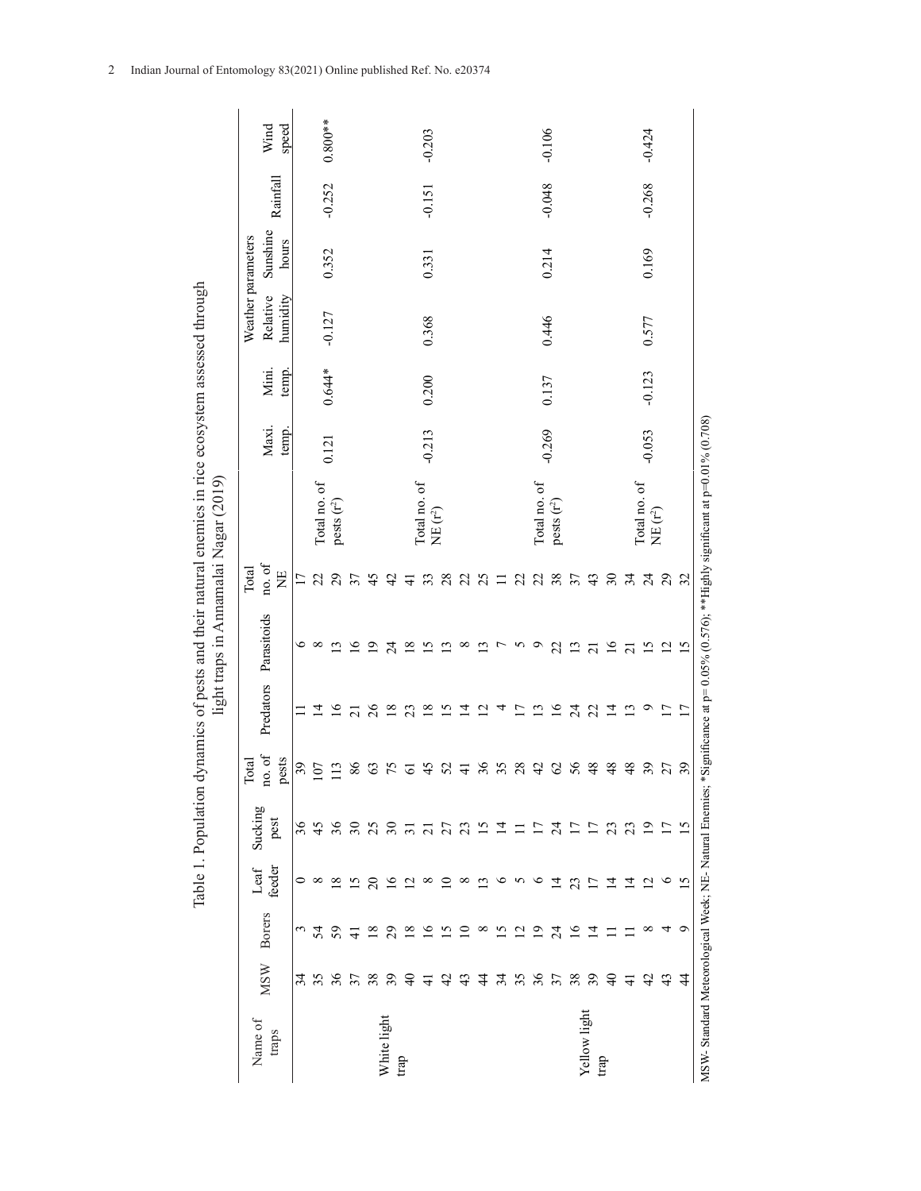Table 1. Population dynamics of pests and their natural enemies in rice ecosystem assessed through light traps in Annamalai Nagar (2019)

| Name of traps | MSW | Borers | Leaf feeder | Sucking pest | Total no. of pests | Predators | Parasitoids | Total no. of NE | | Weather parameters | | | | | | |
|---|---|---|---|---|---|---|---|---|---|---|---|---|---|---|---|---|
| | | | | | | | | | | Maxi. temp. | Mini. temp. | Relative humidity | Sunshine hours | Rainfall | Wind speed |
| White light trap | 34 | 3 | 0 | 36 | 39 | 11 | 6 | 17 | Total no. of pests ($r^2$) | 0.121 | 0.644* | -0.127 | 0.352 | -0.252 | 0.800** |
| | 35 | 54 | 8 | 45 | 107 | 14 | 8 | 22 | | | | | | | |
| | 36 | 59 | 18 | 36 | 113 | 16 | 13 | 29 | | | | | | | |
| | 37 | 41 | 15 | 30 | 86 | 21 | 16 | 37 | | | | | | | |
| | 38 | 18 | 20 | 25 | 63 | 26 | 19 | 45 | | | | | | | |
| | 39 | 29 | 16 | 30 | 75 | 18 | 24 | 42 | | | | | | | |
| | 40 | 18 | 12 | 31 | 61 | 23 | 18 | 41 | Total no. of NE ($r^2$) | -0.213 | 0.200 | 0.368 | 0.331 | -0.151 | -0.203 |
| | 41 | 16 | 8 | 21 | 45 | 18 | 15 | 33 | | | | | | | |
| | 42 | 15 | 10 | 27 | 52 | 15 | 13 | 28 | | | | | | | |
| | 43 | 10 | 8 | 23 | 41 | 14 | 8 | 22 | | | | | | | |
| | 44 | 8 | 13 | 15 | 36 | 12 | 13 | 25 | | | | | | | |
| Yellow light trap | 34 | 15 | 6 | 14 | 35 | 4 | 7 | 11 | Total no. of pests ($r^2$) | -0.269 | 0.137 | 0.446 | 0.214 | -0.048 | -0.106 |
| | 35 | 12 | 5 | 11 | 28 | 17 | 5 | 22 | | | | | | | |
| | 36 | 19 | 6 | 17 | 42 | 13 | 9 | 22 | | | | | | | |
| | 37 | 24 | 14 | 24 | 62 | 16 | 22 | 38 | | | | | | | |
| | 38 | 16 | 23 | 17 | 56 | 24 | 13 | 37 | | | | | | | |
| | 39 | 14 | 17 | 17 | 48 | 22 | 21 | 43 | | | | | | | |
| | 40 | 11 | 14 | 23 | 48 | 14 | 16 | 30 | Total no. of NE ($r^2$) | -0.053 | -0.123 | 0.577 | 0.169 | -0.268 | -0.424 |
| | 41 | 11 | 14 | 23 | 48 | 13 | 21 | 34 | | | | | | | |
| | 42 | 8 | 12 | 19 | 39 | 9 | 15 | 24 | | | | | | | |
| | 43 | 4 | 6 | 17 | 27 | 17 | 12 | 29 | | | | | | | |
| | 44 | 9 | 15 | 15 | 39 | 17 | 15 | 32 | | | | | | | |

MSW- Standard Meteorological Week; NE- Natural Enemies; *Significance at p= 0.05% (0.576); **Highly significant at p=0.01% (0.708)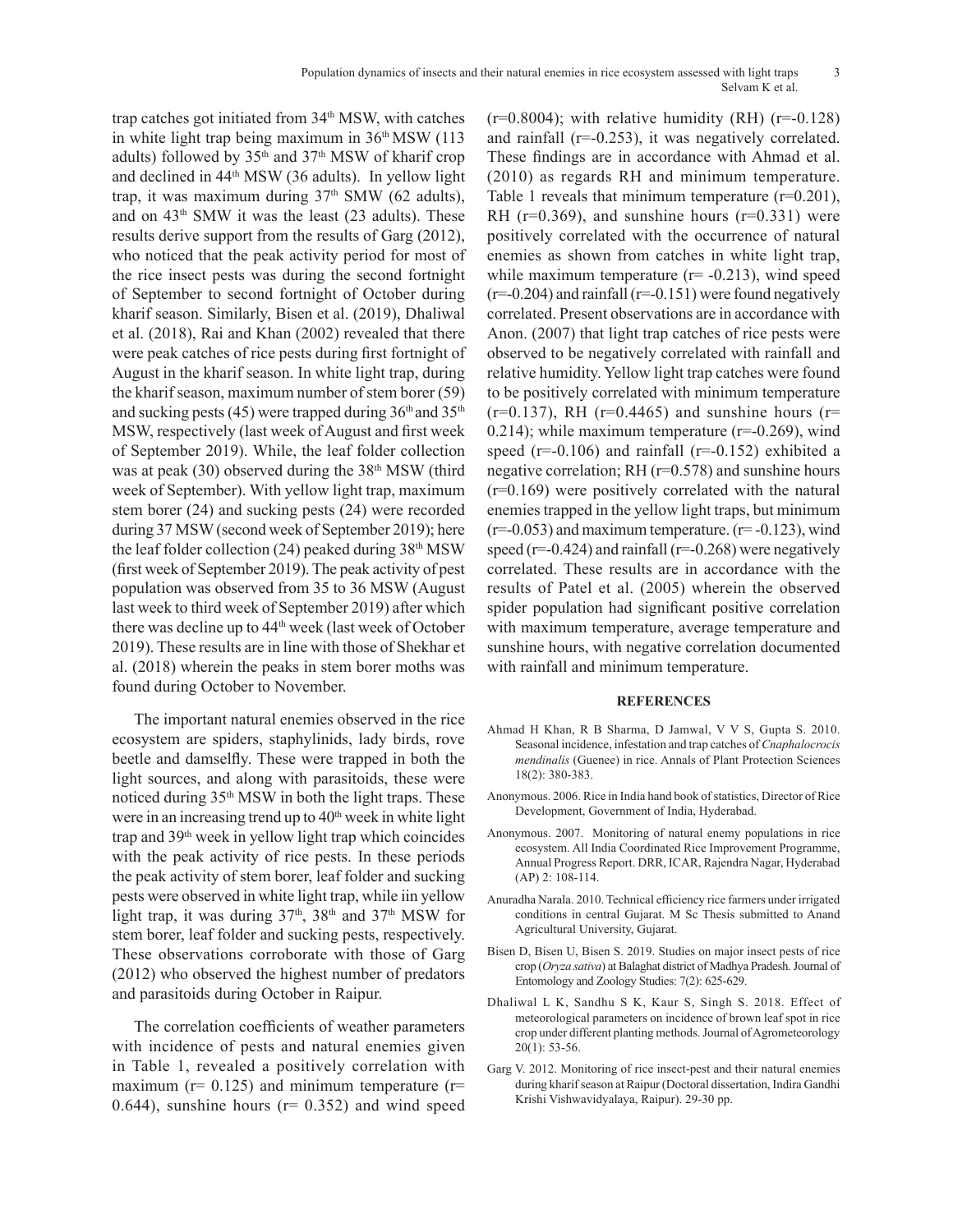trap catches got initiated from 34th MSW, with catches in white light trap being maximum in 36th MSW (113 adults) followed by 35th and 37th MSW of kharif crop and declined in 44th MSW (36 adults). In yellow light trap, it was maximum during 37th SMW (62 adults), and on 43th SMW it was the least (23 adults). These results derive support from the results of Garg (2012), who noticed that the peak activity period for most of the rice insect pests was during the second fortnight of September to second fortnight of October during kharif season. Similarly, Bisen et al. (2019), Dhaliwal et al. (2018), Rai and Khan (2002) revealed that there were peak catches of rice pests during first fortnight of August in the kharif season. In white light trap, during the kharif season, maximum number of stem borer (59) and sucking pests (45) were trapped during 36th and 35th MSW, respectively (last week of August and first week of September 2019). While, the leaf folder collection was at peak (30) observed during the 38th MSW (third week of September). With yellow light trap, maximum stem borer (24) and sucking pests (24) were recorded during 37 MSW (second week of September 2019); here the leaf folder collection (24) peaked during 38th MSW (first week of September 2019). The peak activity of pest population was observed from 35 to 36 MSW (August last week to third week of September 2019) after which there was decline up to 44th week (last week of October 2019). These results are in line with those of Shekhar et al. (2018) wherein the peaks in stem borer moths was found during October to November.

The important natural enemies observed in the rice ecosystem are spiders, staphylinids, lady birds, rove beetle and damselfly. These were trapped in both the light sources, and along with parasitoids, these were noticed during 35th MSW in both the light traps. These were in an increasing trend up to 40th week in white light trap and 39th week in yellow light trap which coincides with the peak activity of rice pests. In these periods the peak activity of stem borer, leaf folder and sucking pests were observed in white light trap, while iin yellow light trap, it was during 37th, 38th and 37th MSW for stem borer, leaf folder and sucking pests, respectively. These observations corroborate with those of Garg (2012) who observed the highest number of predators and parasitoids during October in Raipur.

The correlation coefficients of weather parameters with incidence of pests and natural enemies given in Table 1, revealed a positively correlation with maximum (r= 0.125) and minimum temperature (r= 0.644), sunshine hours (r= 0.352) and wind speed (r=0.8004); with relative humidity (RH) (r=-0.128) and rainfall (r=-0.253), it was negatively correlated. These findings are in accordance with Ahmad et al. (2010) as regards RH and minimum temperature. Table 1 reveals that minimum temperature (r=0.201), RH (r=0.369), and sunshine hours (r=0.331) were positively correlated with the occurrence of natural enemies as shown from catches in white light trap, while maximum temperature (r= -0.213), wind speed (r=-0.204) and rainfall (r=-0.151) were found negatively correlated. Present observations are in accordance with Anon. (2007) that light trap catches of rice pests were observed to be negatively correlated with rainfall and relative humidity. Yellow light trap catches were found to be positively correlated with minimum temperature (r=0.137), RH (r=0.4465) and sunshine hours (r= 0.214); while maximum temperature (r=-0.269), wind speed (r=-0.106) and rainfall (r=-0.152) exhibited a negative correlation; RH (r=0.578) and sunshine hours (r=0.169) were positively correlated with the natural enemies trapped in the yellow light traps, but minimum (r=-0.053) and maximum temperature. (r= -0.123), wind speed (r=-0.424) and rainfall (r=-0.268) were negatively correlated. These results are in accordance with the results of Patel et al. (2005) wherein the observed spider population had significant positive correlation with maximum temperature, average temperature and sunshine hours, with negative correlation documented with rainfall and minimum temperature.

## REFERENCES

Ahmad H Khan, R B Sharma, D Jamwal, V V S, Gupta S. 2010. Seasonal incidence, infestation and trap catches of *Cnaphalocrocis mendinalis* (Guenee) in rice. Annals of Plant Protection Sciences 18(2): 380-383.

Anonymous. 2006. Rice in India hand book of statistics, Director of Rice Development, Government of India, Hyderabad.

Anonymous. 2007. Monitoring of natural enemy populations in rice ecosystem. All India Coordinated Rice Improvement Programme, Annual Progress Report. DRR, ICAR, Rajendra Nagar, Hyderabad (AP) 2: 108-114.

Anuradha Narala. 2010. Technical efficiency rice farmers under irrigated conditions in central Gujarat. M Sc Thesis submitted to Anand Agricultural University, Gujarat.

Bisen D, Bisen U, Bisen S. 2019. Studies on major insect pests of rice crop (*Oryza sativa*) at Balaghat district of Madhya Pradesh. Journal of Entomology and Zoology Studies: 7(2): 625-629.

Dhaliwal L K, Sandhu S K, Kaur S, Singh S. 2018. Effect of meteorological parameters on incidence of brown leaf spot in rice crop under different planting methods. Journal of Agrometeorology 20(1): 53-56.

Garg V. 2012. Monitoring of rice insect-pest and their natural enemies during kharif season at Raipur (Doctoral dissertation, Indira Gandhi Krishi Vishwavidyalaya, Raipur). 29-30 pp.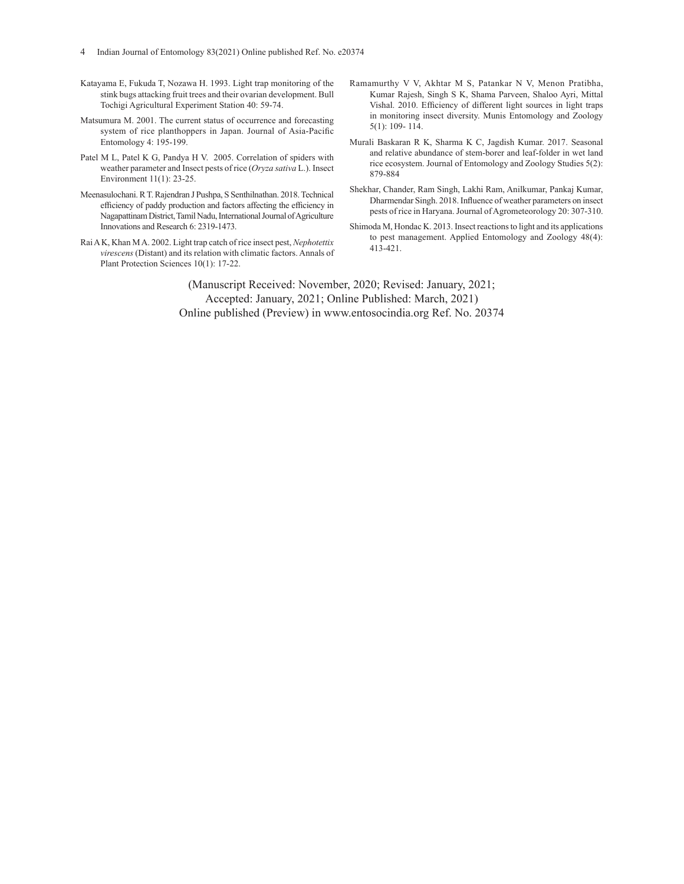Katayama E, Fukuda T, Nozawa H. 1993. Light trap monitoring of the stink bugs attacking fruit trees and their ovarian development. Bull Tochigi Agricultural Experiment Station 40: 59-74.

Matsumura M. 2001. The current status of occurrence and forecasting system of rice planthoppers in Japan. Journal of Asia-Pacific Entomology 4: 195-199.

Patel M L, Patel K G, Pandya H V. 2005. Correlation of spiders with weather parameter and Insect pests of rice (*Oryza sativa* L.). Insect Environment 11(1): 23-25.

Meenasulochani. R T. Rajendran J Pushpa, S Senthilnathan. 2018. Technical efficiency of paddy production and factors affecting the efficiency in Nagapattinam District, Tamil Nadu, International Journal of Agriculture Innovations and Research 6: 2319-1473.

Rai A K, Khan M A. 2002. Light trap catch of rice insect pest, *Nephotettix virescens* (Distant) and its relation with climatic factors. Annals of Plant Protection Sciences 10(1): 17-22.

Ramamurthy V V, Akhtar M S, Patankar N V, Menon Pratibha, Kumar Rajesh, Singh S K, Shama Parveen, Shaloo Ayri, Mittal Vishal. 2010. Efficiency of different light sources in light traps in monitoring insect diversity. Munis Entomology and Zoology 5(1): 109- 114.

Murali Baskaran R K, Sharma K C, Jagdish Kumar. 2017. Seasonal and relative abundance of stem-borer and leaf-folder in wet land rice ecosystem. Journal of Entomology and Zoology Studies 5(2): 879-884

Shekhar, Chander, Ram Singh, Lakhi Ram, Anilkumar, Pankaj Kumar, Dharmendar Singh. 2018. Influence of weather parameters on insect pests of rice in Haryana. Journal of Agrometeorology 20: 307-310.

Shimoda M, Hondac K. 2013. Insect reactions to light and its applications to pest management. Applied Entomology and Zoology 48(4): 413-421.

(Manuscript Received: November, 2020; Revised: January, 2021; Accepted: January, 2021; Online Published: March, 2021)
Online published (Preview) in www.entosocindia.org Ref. No. 20374